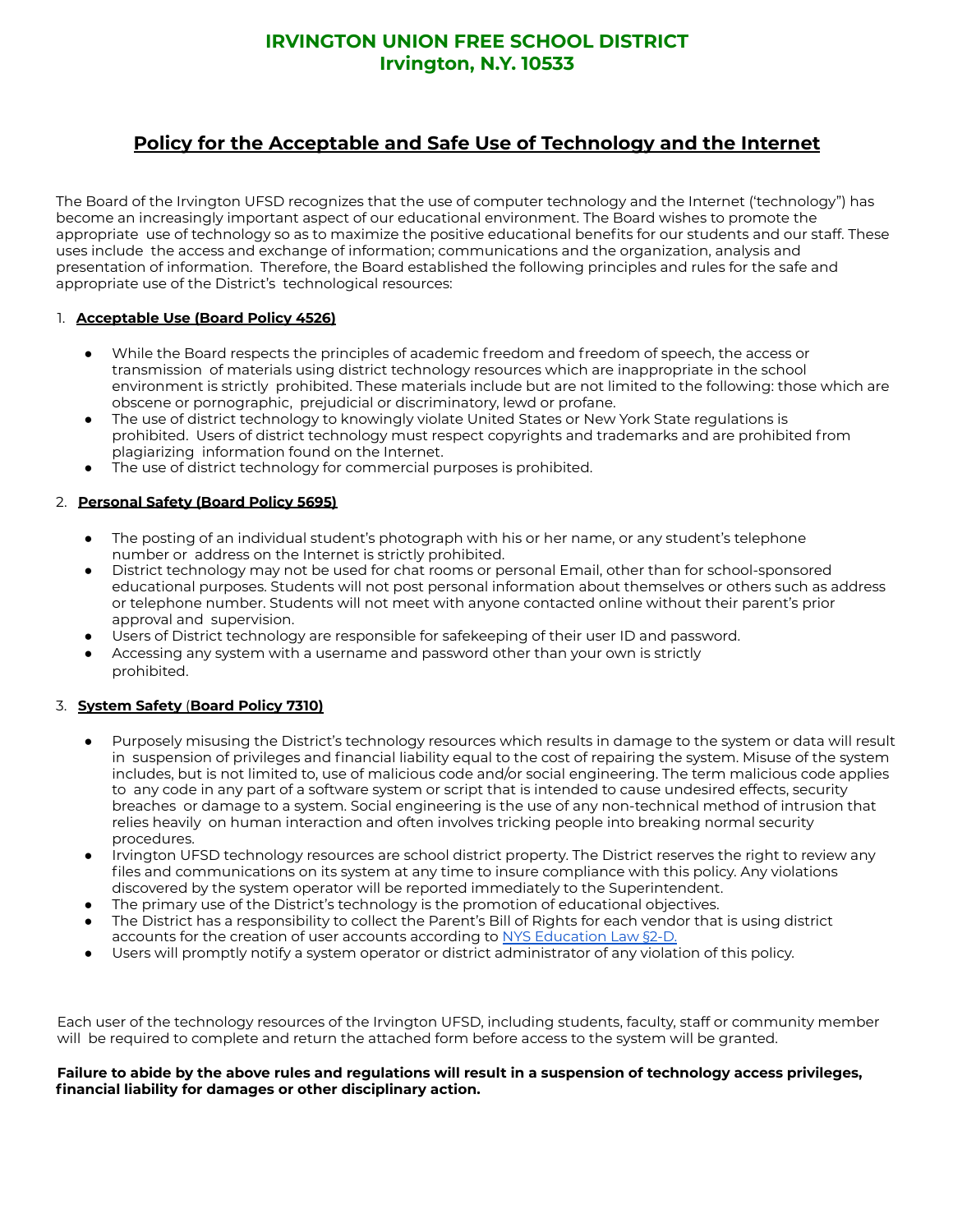# IRVINGTON UNION FREE SCHOOL DISTRICT
## Irvington, N.Y. 10533

## Policy for the Acceptable and Safe Use of Technology and the Internet

The Board of the Irvington UFSD recognizes that the use of computer technology and the Internet ('technology") has become an increasingly important aspect of our educational environment. The Board wishes to promote the appropriate use of technology so as to maximize the positive educational benefits for our students and our staff. These uses include the access and exchange of information; communications and the organization, analysis and presentation of information. Therefore, the Board established the following principles and rules for the safe and appropriate use of the District's technological resources:

1. **Acceptable Use (Board Policy 4526)**

   - While the Board respects the principles of academic freedom and freedom of speech, the access or transmission of materials using district technology resources which are inappropriate in the school environment is strictly prohibited. These materials include but are not limited to the following: those which are obscene or pornographic, prejudicial or discriminatory, lewd or profane.
   - The use of district technology to knowingly violate United States or New York State regulations is prohibited. Users of district technology must respect copyrights and trademarks and are prohibited from plagiarizing information found on the Internet.
   - The use of district technology for commercial purposes is prohibited.

2. **Personal Safety (Board Policy 5695)**

   - The posting of an individual student's photograph with his or her name, or any student's telephone number or address on the Internet is strictly prohibited.
   - District technology may not be used for chat rooms or personal Email, other than for school-sponsored educational purposes. Students will not post personal information about themselves or others such as address or telephone number. Students will not meet with anyone contacted online without their parent's prior approval and supervision.
   - Users of District technology are responsible for safekeeping of their user ID and password.
   - Accessing any system with a username and password other than your own is strictly prohibited.

3. **System Safety (Board Policy 7310)**

   - Purposely misusing the District's technology resources which results in damage to the system or data will result in suspension of privileges and financial liability equal to the cost of repairing the system. Misuse of the system includes, but is not limited to, use of malicious code and/or social engineering. The term malicious code applies to any code in any part of a software system or script that is intended to cause undesired effects, security breaches or damage to a system. Social engineering is the use of any non-technical method of intrusion that relies heavily on human interaction and often involves tricking people into breaking normal security procedures.
   - Irvington UFSD technology resources are school district property. The District reserves the right to review any files and communications on its system at any time to insure compliance with this policy. Any violations discovered by the system operator will be reported immediately to the Superintendent.
   - The primary use of the District's technology is the promotion of educational objectives.
   - The District has a responsibility to collect the Parent's Bill of Rights for each vendor that is using district accounts for the creation of user accounts according to [NYS Education Law §2-D.]
   - Users will promptly notify a system operator or district administrator of any violation of this policy.

Each user of the technology resources of the Irvington UFSD, including students, faculty, staff or community member will be required to complete and return the attached form before access to the system will be granted.

**Failure to abide by the above rules and regulations will result in a suspension of technology access privileges, financial liability for damages or other disciplinary action.**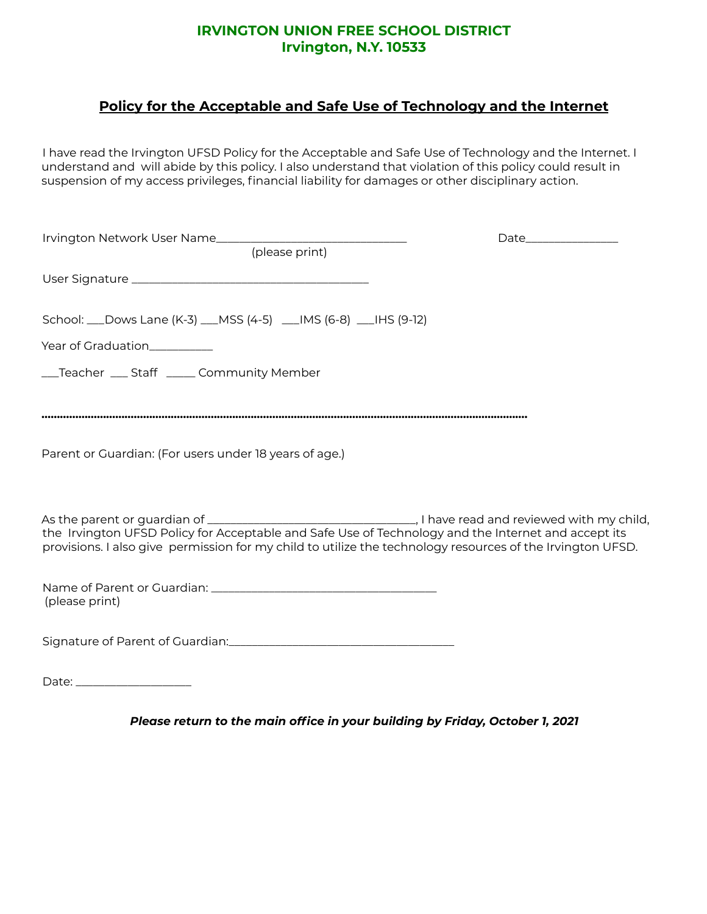**IRVINGTON UNION FREE SCHOOL DISTRICT**
**Irvington, N.Y. 10533**

## Policy for the Acceptable and Safe Use of Technology and the Internet

I have read the Irvington UFSD Policy for the Acceptable and Safe Use of Technology and the Internet. I understand and will abide by this policy. I also understand that violation of this policy could result in suspension of my access privileges, financial liability for damages or other disciplinary action.

Irvington Network User Name________________________________ Date________________
(please print)

User Signature ________________________________________

School: ___Dows Lane (K-3) ___MSS (4-5) ___IMS (6-8) ___IHS (9-12)

Year of Graduation___________

___Teacher ___ Staff _____ Community Member

••••••••••••••••••••••••••••••••••••••••••••••••••••••••••••••••••••••••••••••••••••••••••••••••••••••••••••••••••••••••••••••••••••••••••••••••••••••••

Parent or Guardian: (For users under 18 years of age.)

As the parent or guardian of ___________________________________, I have read and reviewed with my child, the Irvington UFSD Policy for Acceptable and Safe Use of Technology and the Internet and accept its provisions. I also give permission for my child to utilize the technology resources of the Irvington UFSD.

Name of Parent or Guardian: ______________________________________
(please print)

Signature of Parent of Guardian:______________________________________

Date: ____________________

***Please return to the main office in your building by Friday, October 1, 2021***